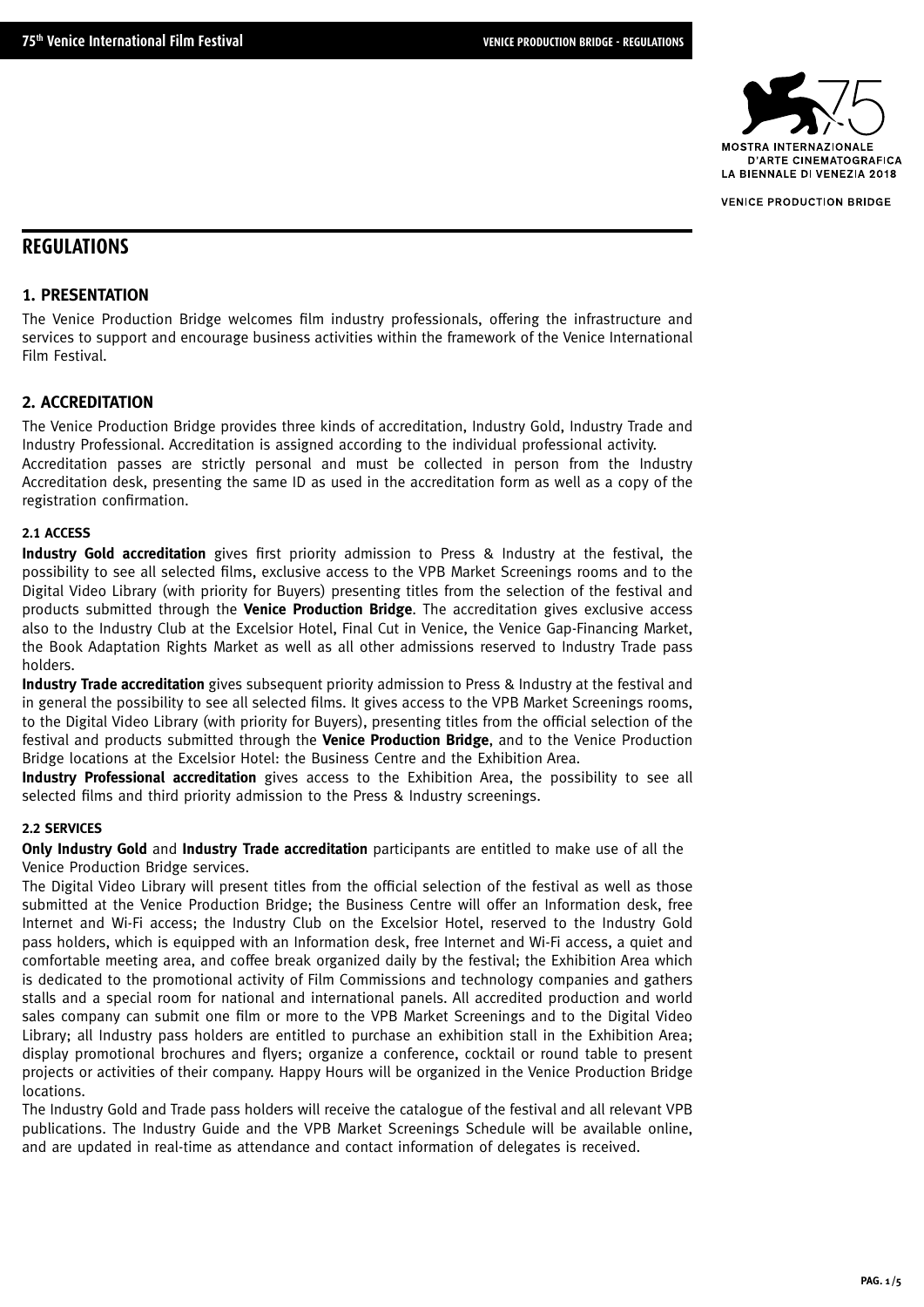# REGULATIONS

## 1. PRESENTATION

The Venice Production Bridge welcomes film industry professionals, offering the infrastructure and services to support and encourage business activities within the framework of the Venice International Film Festival.

## 2. ACCREDITATION

The Venice Production Bridge provides three kinds of accreditation, Industry Gold, Industry Trade and Industry Professional. Accreditation is assigned according to the individual professional activity.
Accreditation passes are strictly personal and must be collected in person from the Industry Accreditation desk, presenting the same ID as used in the accreditation form as well as a copy of the registration confirmation.

### 2.1 ACCESS

**Industry Gold accreditation** gives first priority admission to Press & Industry at the festival, the possibility to see all selected films, exclusive access to the VPB Market Screenings rooms and to the Digital Video Library (with priority for Buyers) presenting titles from the selection of the festival and products submitted through the **Venice Production Bridge**. The accreditation gives exclusive access also to the Industry Club at the Excelsior Hotel, Final Cut in Venice, the Venice Gap-Financing Market, the Book Adaptation Rights Market as well as all other admissions reserved to Industry Trade pass holders.
**Industry Trade accreditation** gives subsequent priority admission to Press & Industry at the festival and in general the possibility to see all selected films. It gives access to the VPB Market Screenings rooms, to the Digital Video Library (with priority for Buyers), presenting titles from the official selection of the festival and products submitted through the **Venice Production Bridge**, and to the Venice Production Bridge locations at the Excelsior Hotel: the Business Centre and the Exhibition Area.
**Industry Professional accreditation** gives access to the Exhibition Area, the possibility to see all selected films and third priority admission to the Press & Industry screenings.

### 2.2 SERVICES

**Only Industry Gold** and **Industry Trade accreditation** participants are entitled to make use of all the Venice Production Bridge services.
The Digital Video Library will present titles from the official selection of the festival as well as those submitted at the Venice Production Bridge; the Business Centre will offer an Information desk, free Internet and Wi-Fi access; the Industry Club on the Excelsior Hotel, reserved to the Industry Gold pass holders, which is equipped with an Information desk, free Internet and Wi-Fi access, a quiet and comfortable meeting area, and coffee break organized daily by the festival; the Exhibition Area which is dedicated to the promotional activity of Film Commissions and technology companies and gathers stalls and a special room for national and international panels. All accredited production and world sales company can submit one film or more to the VPB Market Screenings and to the Digital Video Library; all Industry pass holders are entitled to purchase an exhibition stall in the Exhibition Area; display promotional brochures and flyers; organize a conference, cocktail or round table to present projects or activities of their company. Happy Hours will be organized in the Venice Production Bridge locations.
The Industry Gold and Trade pass holders will receive the catalogue of the festival and all relevant VPB publications. The Industry Guide and the VPB Market Screenings Schedule will be available online, and are updated in real-time as attendance and contact information of delegates is received.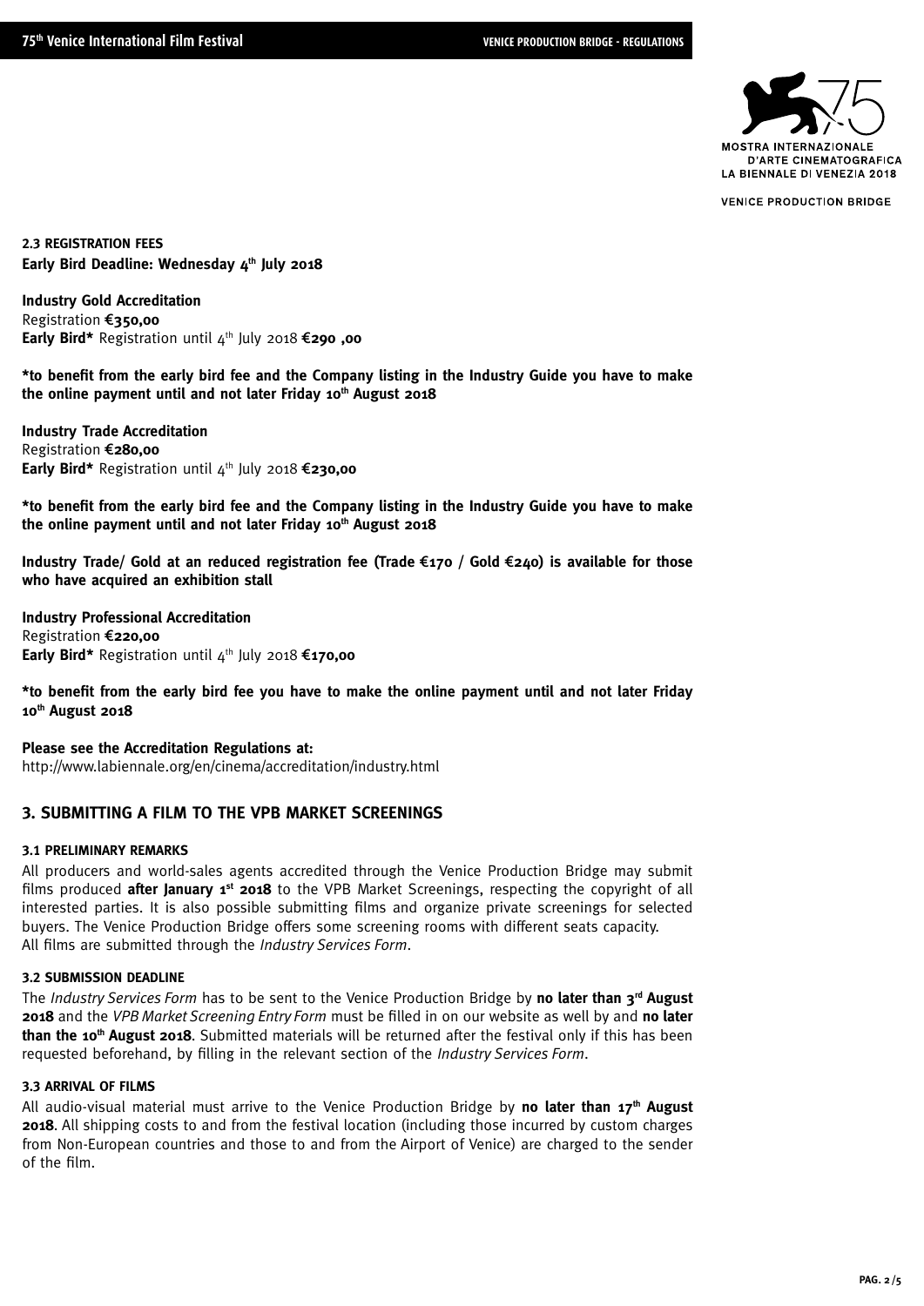### 2.3 REGISTRATION FEES

**Early Bird Deadline: Wednesday 4th July 2018**

**Industry Gold Accreditation**
Registration **€350,00**
**Early Bird*** Registration until 4th July 2018 **€290 ,00**

**\*to benefit from the early bird fee and the Company listing in the Industry Guide you have to make the online payment until and not later Friday 10th August 2018**

**Industry Trade Accreditation**
Registration **€280,00**
**Early Bird*** Registration until 4th July 2018 **€230,00**

**\*to benefit from the early bird fee and the Company listing in the Industry Guide you have to make the online payment until and not later Friday 10th August 2018**

**Industry Trade/ Gold at an reduced registration fee (Trade €170 / Gold €240) is available for those who have acquired an exhibition stall**

**Industry Professional Accreditation**
Registration **€220,00**
**Early Bird*** Registration until 4th July 2018 **€170,00**

**\*to benefit from the early bird fee you have to make the online payment until and not later Friday 10th August 2018**

**Please see the Accreditation Regulations at:**
http://www.labiennale.org/en/cinema/accreditation/industry.html

## 3. SUBMITTING A FILM TO THE VPB MARKET SCREENINGS

### 3.1 PRELIMINARY REMARKS

All producers and world-sales agents accredited through the Venice Production Bridge may submit films produced **after January 1st 2018** to the VPB Market Screenings, respecting the copyright of all interested parties. It is also possible submitting films and organize private screenings for selected buyers. The Venice Production Bridge offers some screening rooms with different seats capacity.
All films are submitted through the *Industry Services Form*.

### 3.2 SUBMISSION DEADLINE

The *Industry Services Form* has to be sent to the Venice Production Bridge by **no later than 3rd August 2018** and the *VPB Market Screening Entry Form* must be filled in on our website as well by and **no later than the 10th August 2018**. Submitted materials will be returned after the festival only if this has been requested beforehand, by filling in the relevant section of the *Industry Services Form*.

### 3.3 ARRIVAL OF FILMS

All audio-visual material must arrive to the Venice Production Bridge by **no later than 17th August 2018**. All shipping costs to and from the festival location (including those incurred by custom charges from Non-European countries and those to and from the Airport of Venice) are charged to the sender of the film.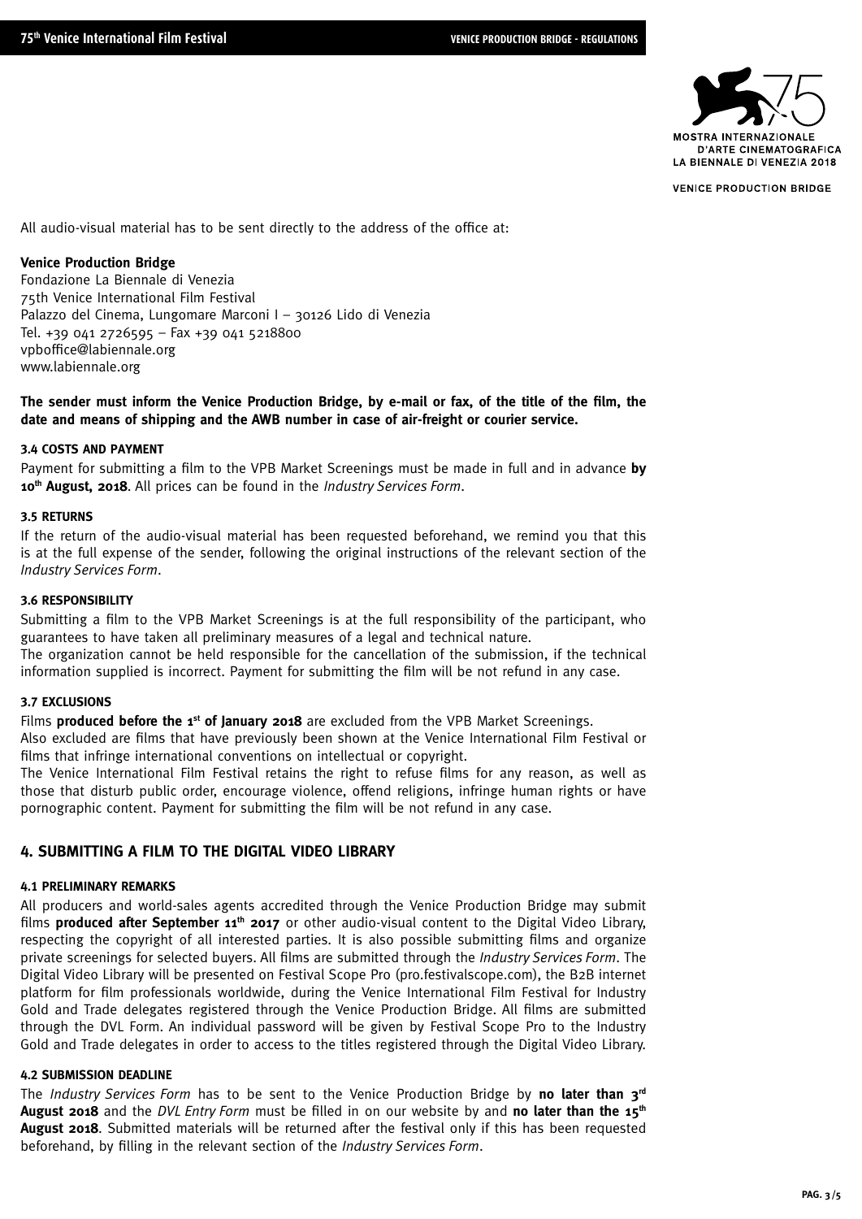All audio-visual material has to be sent directly to the address of the office at:

**Venice Production Bridge**
Fondazione La Biennale di Venezia
75th Venice International Film Festival
Palazzo del Cinema, Lungomare Marconi I – 30126 Lido di Venezia
Tel. +39 041 2726595 – Fax +39 041 5218800
vpboffice@labiennale.org
www.labiennale.org

**The sender must inform the Venice Production Bridge, by e-mail or fax, of the title of the film, the date and means of shipping and the AWB number in case of air-freight or courier service.**

#### 3.4 COSTS AND PAYMENT

Payment for submitting a film to the VPB Market Screenings must be made in full and in advance **by 10th August, 2018**. All prices can be found in the *Industry Services Form*.

#### 3.5 RETURNS

If the return of the audio-visual material has been requested beforehand, we remind you that this is at the full expense of the sender, following the original instructions of the relevant section of the *Industry Services Form*.

#### 3.6 RESPONSIBILITY

Submitting a film to the VPB Market Screenings is at the full responsibility of the participant, who guarantees to have taken all preliminary measures of a legal and technical nature.
The organization cannot be held responsible for the cancellation of the submission, if the technical information supplied is incorrect. Payment for submitting the film will be not refund in any case.

#### 3.7 EXCLUSIONS

Films **produced before the 1st of January 2018** are excluded from the VPB Market Screenings.
Also excluded are films that have previously been shown at the Venice International Film Festival or films that infringe international conventions on intellectual or copyright.
The Venice International Film Festival retains the right to refuse films for any reason, as well as those that disturb public order, encourage violence, offend religions, infringe human rights or have pornographic content. Payment for submitting the film will be not refund in any case.

## 4. SUBMITTING A FILM TO THE DIGITAL VIDEO LIBRARY

#### 4.1 PRELIMINARY REMARKS

All producers and world-sales agents accredited through the Venice Production Bridge may submit films **produced after September 11th 2017** or other audio-visual content to the Digital Video Library, respecting the copyright of all interested parties. It is also possible submitting films and organize private screenings for selected buyers. All films are submitted through the *Industry Services Form*. The Digital Video Library will be presented on Festival Scope Pro (pro.festivalscope.com), the B2B internet platform for film professionals worldwide, during the Venice International Film Festival for Industry Gold and Trade delegates registered through the Venice Production Bridge. All films are submitted through the DVL Form. An individual password will be given by Festival Scope Pro to the Industry Gold and Trade delegates in order to access to the titles registered through the Digital Video Library.

#### 4.2 SUBMISSION DEADLINE

The *Industry Services Form* has to be sent to the Venice Production Bridge by **no later than 3rd August 2018** and the *DVL Entry Form* must be filled in on our website by and **no later than the 15th August 2018**. Submitted materials will be returned after the festival only if this has been requested beforehand, by filling in the relevant section of the *Industry Services Form*.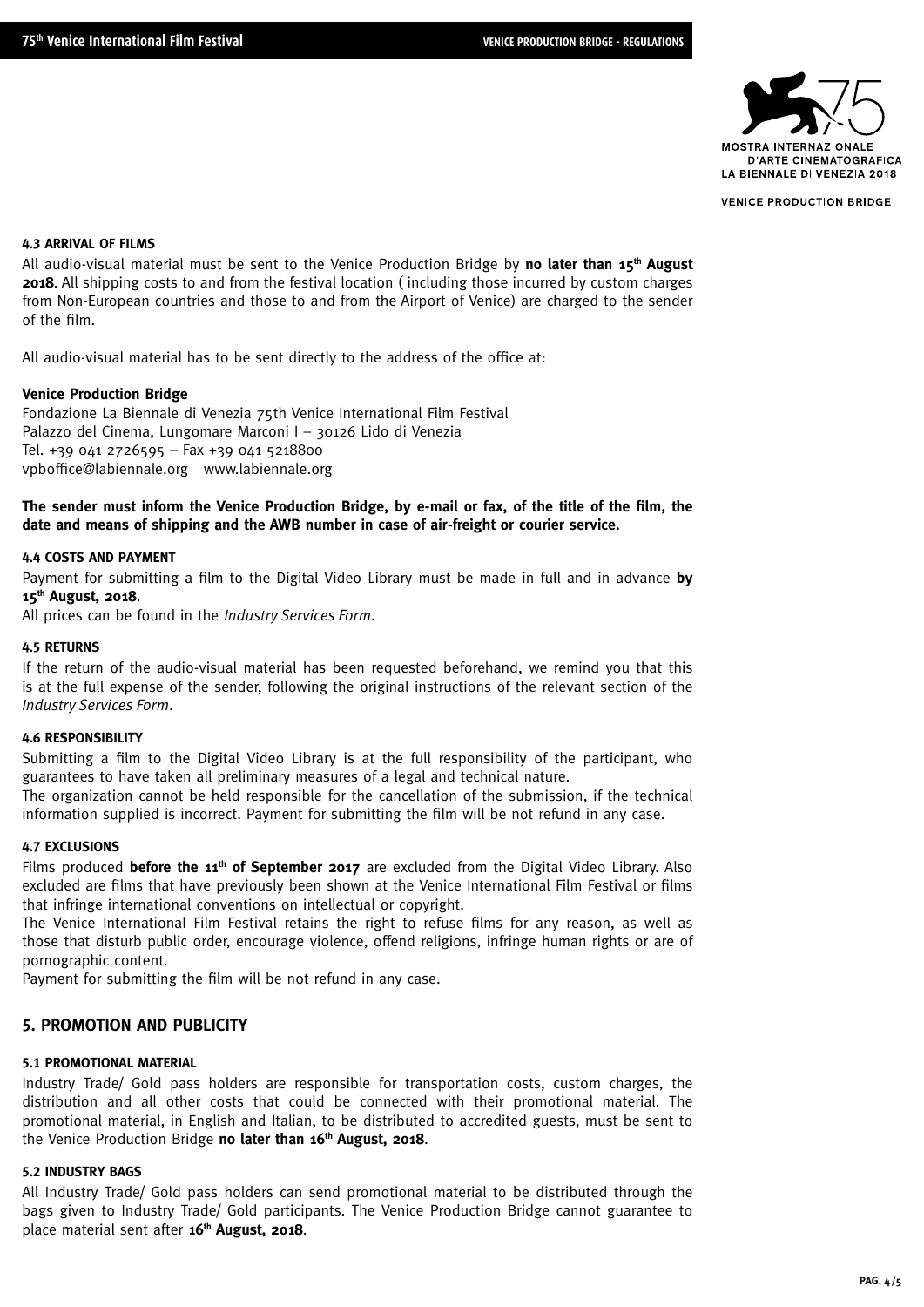#### 4.3 ARRIVAL OF FILMS

All audio-visual material must be sent to the Venice Production Bridge by **no later than 15th August 2018**. All shipping costs to and from the festival location ( including those incurred by custom charges from Non-European countries and those to and from the Airport of Venice) are charged to the sender of the film.

All audio-visual material has to be sent directly to the address of the office at:

**Venice Production Bridge**
Fondazione La Biennale di Venezia 75th Venice International Film Festival
Palazzo del Cinema, Lungomare Marconi I – 30126 Lido di Venezia
Tel. +39 041 2726595 – Fax +39 041 5218800
vpboffice@labiennale.org   www.labiennale.org

**The sender must inform the Venice Production Bridge, by e-mail or fax, of the title of the film, the date and means of shipping and the AWB number in case of air-freight or courier service.**

#### 4.4 COSTS AND PAYMENT

Payment for submitting a film to the Digital Video Library must be made in full and in advance **by 15th August, 2018**.
All prices can be found in the *Industry Services Form*.

#### 4.5 RETURNS

If the return of the audio-visual material has been requested beforehand, we remind you that this is at the full expense of the sender, following the original instructions of the relevant section of the *Industry Services Form*.

#### 4.6 RESPONSIBILITY

Submitting a film to the Digital Video Library is at the full responsibility of the participant, who guarantees to have taken all preliminary measures of a legal and technical nature.
The organization cannot be held responsible for the cancellation of the submission, if the technical information supplied is incorrect. Payment for submitting the film will be not refund in any case.

#### 4.7 EXCLUSIONS

Films produced **before the 11th of September 2017** are excluded from the Digital Video Library. Also excluded are films that have previously been shown at the Venice International Film Festival or films that infringe international conventions on intellectual or copyright.
The Venice International Film Festival retains the right to refuse films for any reason, as well as those that disturb public order, encourage violence, offend religions, infringe human rights or are of pornographic content.
Payment for submitting the film will be not refund in any case.

### 5. PROMOTION AND PUBLICITY

#### 5.1 PROMOTIONAL MATERIAL

Industry Trade/ Gold pass holders are responsible for transportation costs, custom charges, the distribution and all other costs that could be connected with their promotional material. The promotional material, in English and Italian, to be distributed to accredited guests, must be sent to the Venice Production Bridge **no later than 16th August, 2018**.

#### 5.2 INDUSTRY BAGS

All Industry Trade/ Gold pass holders can send promotional material to be distributed through the bags given to Industry Trade/ Gold participants. The Venice Production Bridge cannot guarantee to place material sent after **16th August, 2018**.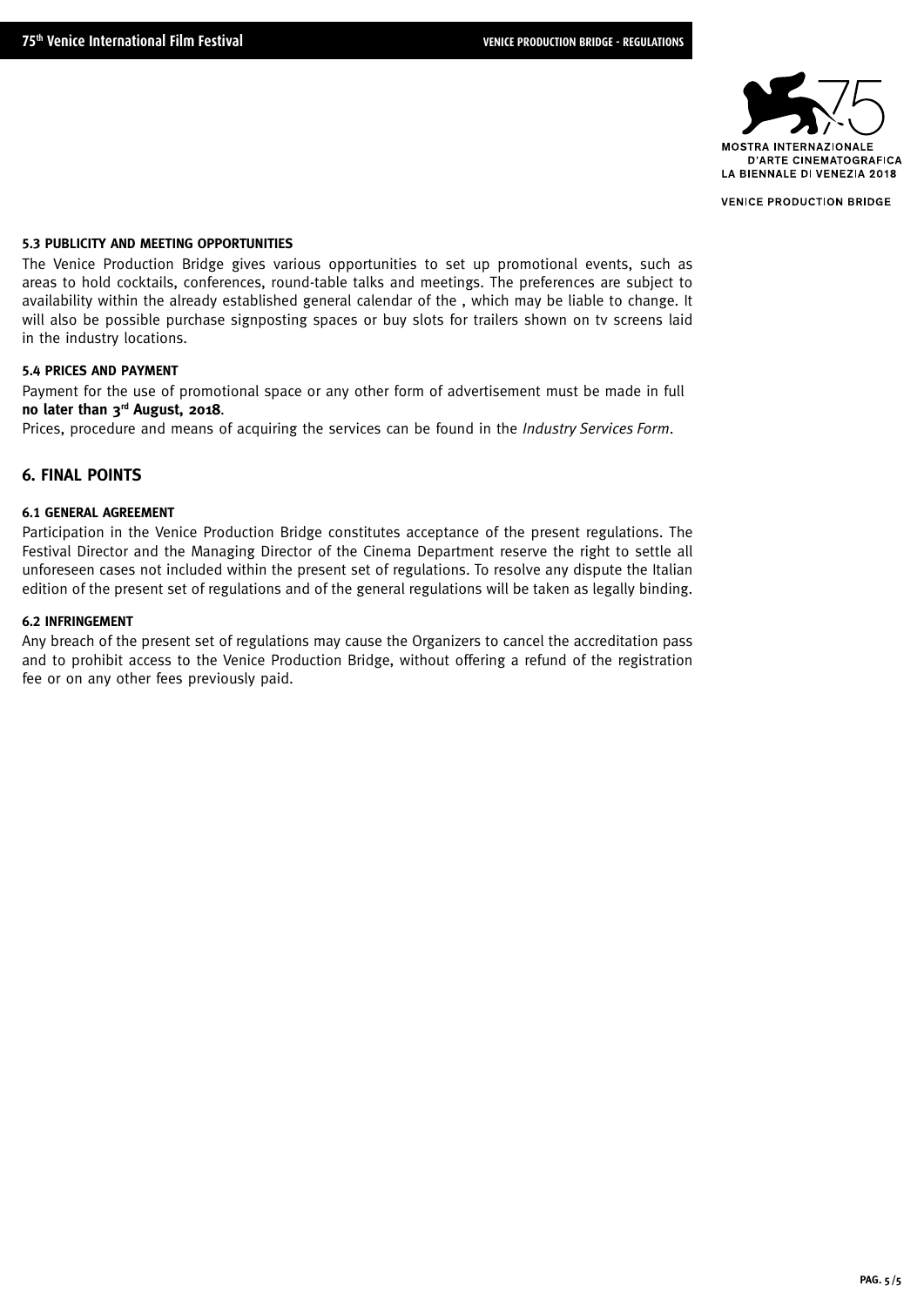### 5.3 PUBLICITY AND MEETING OPPORTUNITIES

The Venice Production Bridge gives various opportunities to set up promotional events, such as areas to hold cocktails, conferences, round-table talks and meetings. The preferences are subject to availability within the already established general calendar of the , which may be liable to change. It will also be possible purchase signposting spaces or buy slots for trailers shown on tv screens laid in the industry locations.

### 5.4 PRICES AND PAYMENT

Payment for the use of promotional space or any other form of advertisement must be made in full **no later than 3rd August, 2018**.

Prices, procedure and means of acquiring the services can be found in the *Industry Services Form*.

## 6. FINAL POINTS

### 6.1 GENERAL AGREEMENT

Participation in the Venice Production Bridge constitutes acceptance of the present regulations. The Festival Director and the Managing Director of the Cinema Department reserve the right to settle all unforeseen cases not included within the present set of regulations. To resolve any dispute the Italian edition of the present set of regulations and of the general regulations will be taken as legally binding.

### 6.2 INFRINGEMENT

Any breach of the present set of regulations may cause the Organizers to cancel the accreditation pass and to prohibit access to the Venice Production Bridge, without offering a refund of the registration fee or on any other fees previously paid.